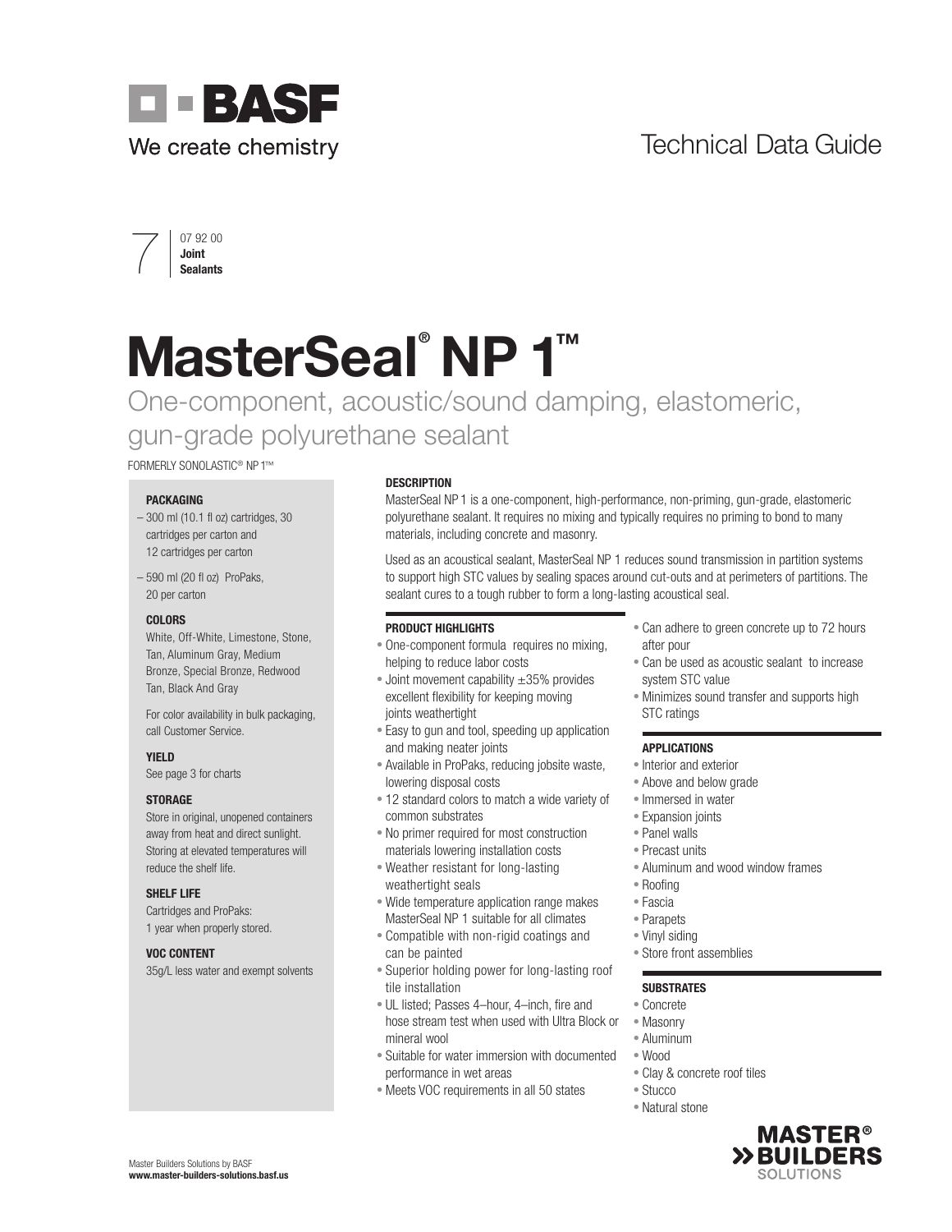BASF

We create chemistry

Technical Data Guide

7 | 07 92 00 **Joint Sealants**

# MasterSeal® NP 1™

## One-component, acoustic/sound damping, elastomeric, gun-grade polyurethane sealant

FORMERLY SONOLASTIC® NP 1™

### PACKAGING

- 300 ml (10.1 fl oz) cartridges, 30 cartridges per carton and 12 cartridges per carton
- 590 ml (20 fl oz) ProPaks, 20 per carton

### COLORS

White, Off-White, Limestone, Stone, Tan, Aluminum Gray, Medium Bronze, Special Bronze, Redwood Tan, Black And Gray

For color availability in bulk packaging, call Customer Service.

### YIELD

See page 3 for charts

### STORAGE

Store in original, unopened containers away from heat and direct sunlight. Storing at elevated temperatures will reduce the shelf life.

### SHELF LIFE

Cartridges and ProPaks:
1 year when properly stored.

### VOC CONTENT

35g/L less water and exempt solvents

### DESCRIPTION

MasterSeal NP 1 is a one-component, high-performance, non-priming, gun-grade, elastomeric polyurethane sealant. It requires no mixing and typically requires no priming to bond to many materials, including concrete and masonry.

Used as an acoustical sealant, MasterSeal NP 1 reduces sound transmission in partition systems to support high STC values by sealing spaces around cut-outs and at perimeters of partitions. The sealant cures to a tough rubber to form a long-lasting acoustical seal.

### PRODUCT HIGHLIGHTS

- One-component formula requires no mixing, helping to reduce labor costs
- Joint movement capability ±35% provides excellent flexibility for keeping moving joints weathertight
- Easy to gun and tool, speeding up application and making neater joints
- Available in ProPaks, reducing jobsite waste, lowering disposal costs
- 12 standard colors to match a wide variety of common substrates
- No primer required for most construction materials lowering installation costs
- Weather resistant for long-lasting weathertight seals
- Wide temperature application range makes MasterSeal NP 1 suitable for all climates
- Compatible with non-rigid coatings and can be painted
- Superior holding power for long-lasting roof tile installation
- UL listed; Passes 4–hour, 4–inch, fire and hose stream test when used with Ultra Block or mineral wool
- Suitable for water immersion with documented performance in wet areas
- Meets VOC requirements in all 50 states
- Can adhere to green concrete up to 72 hours after pour
- Can be used as acoustic sealant to increase system STC value
- Minimizes sound transfer and supports high STC ratings

### APPLICATIONS

- Interior and exterior
- Above and below grade
- Immersed in water
- Expansion joints
- Panel walls
- Precast units
- Aluminum and wood window frames
- Roofing
- Fascia
- Parapets
- Vinyl siding
- Store front assemblies

### SUBSTRATES

- Concrete
- Masonry
- Aluminum
- Wood
- Clay & concrete roof tiles
- Stucco
- Natural stone

Master Builders Solutions by BASF
**www.master-builders-solutions.basf.us**

MASTER® BUILDERS SOLUTIONS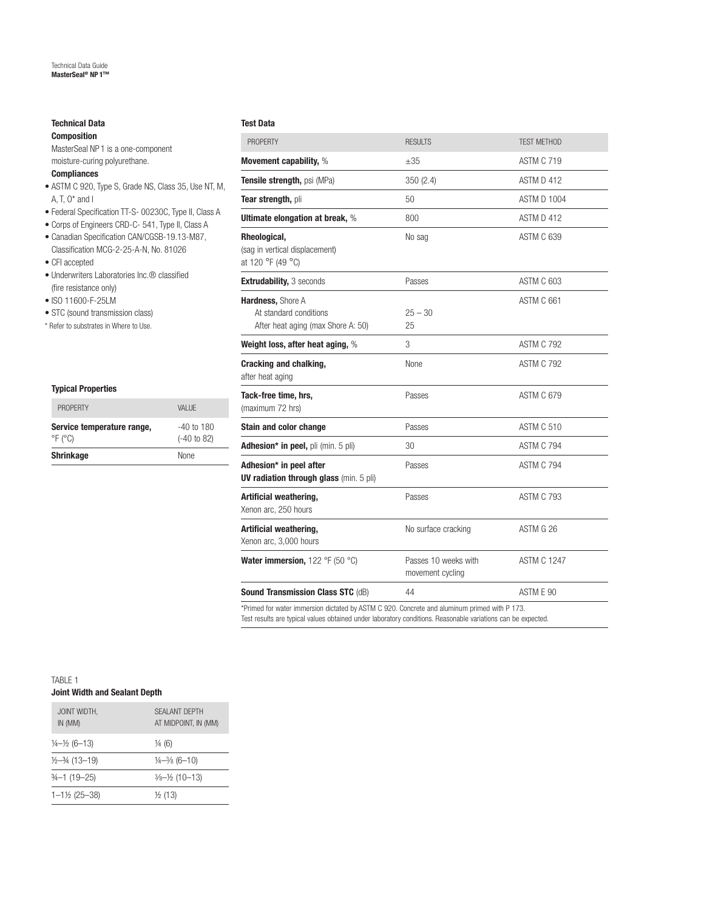## Technical Data

### Composition

MasterSeal NP 1 is a one-component moisture-curing polyurethane.

### Compliances

- ASTM C 920, Type S, Grade NS, Class 35, Use NT, M, A, T, O* and I
- Federal Specification TT-S- 00230C, Type II, Class A
- Corps of Engineers CRD-C- 541, Type II, Class A
- Canadian Specification CAN/CGSB-19.13-M87, Classification MCG-2-25-A-N, No. 81026
- CFI accepted
- Underwriters Laboratories Inc.® classified (fire resistance only)
- ISO 11600-F-25LM
- STC (sound transmission class)

* Refer to substrates in Where to Use.

### Typical Properties

| PROPERTY | VALUE |
|---|---|
| **Service temperature range,** °F (°C) | -40 to 180 (-40 to 82) |
| **Shrinkage** | None |

### Test Data

| PROPERTY | RESULTS | TEST METHOD |
|---|---|---|
| **Movement capability,** % | ±35 | ASTM C 719 |
| **Tensile strength,** psi (MPa) | 350 (2.4) | ASTM D 412 |
| **Tear strength,** pli | 50 | ASTM D 1004 |
| **Ultimate elongation at break,** % | 800 | ASTM D 412 |
| **Rheological,** (sag in vertical displacement) at 120 °F (49 °C) | No sag | ASTM C 639 |
| **Extrudability,** 3 seconds | Passes | ASTM C 603 |
| **Hardness,** Shore A | | ASTM C 661 |
| At standard conditions | 25 – 30 | |
| After heat aging (max Shore A: 50) | 25 | |
| **Weight loss, after heat aging,** % | 3 | ASTM C 792 |
| **Cracking and chalking,** after heat aging | None | ASTM C 792 |
| **Tack-free time, hrs,** (maximum 72 hrs) | Passes | ASTM C 679 |
| **Stain and color change** | Passes | ASTM C 510 |
| **Adhesion* in peel,** pli (min. 5 pli) | 30 | ASTM C 794 |
| **Adhesion* in peel after UV radiation through glass** (min. 5 pli) | Passes | ASTM C 794 |
| **Artificial weathering,** Xenon arc, 250 hours | Passes | ASTM C 793 |
| **Artificial weathering,** Xenon arc, 3,000 hours | No surface cracking | ASTM G 26 |
| **Water immersion,** 122 °F (50 °C) | Passes 10 weeks with movement cycling | ASTM C 1247 |
| **Sound Transmission Class STC** (dB) | 44 | ASTM E 90 |

*Primed for water immersion dictated by ASTM C 920. Concrete and aluminum primed with P 173.
Test results are typical values obtained under laboratory conditions. Reasonable variations can be expected.

TABLE 1
### Joint Width and Sealant Depth

| JOINT WIDTH, IN (MM) | SEALANT DEPTH AT MIDPOINT, IN (MM) |
|---|---|
| ¼–½ (6–13) | ¼ (6) |
| ½–¾ (13–19) | ¼–⅜ (6–10) |
| ¾–1 (19–25) | ⅜–½ (10–13) |
| 1–1½ (25–38) | ½ (13) |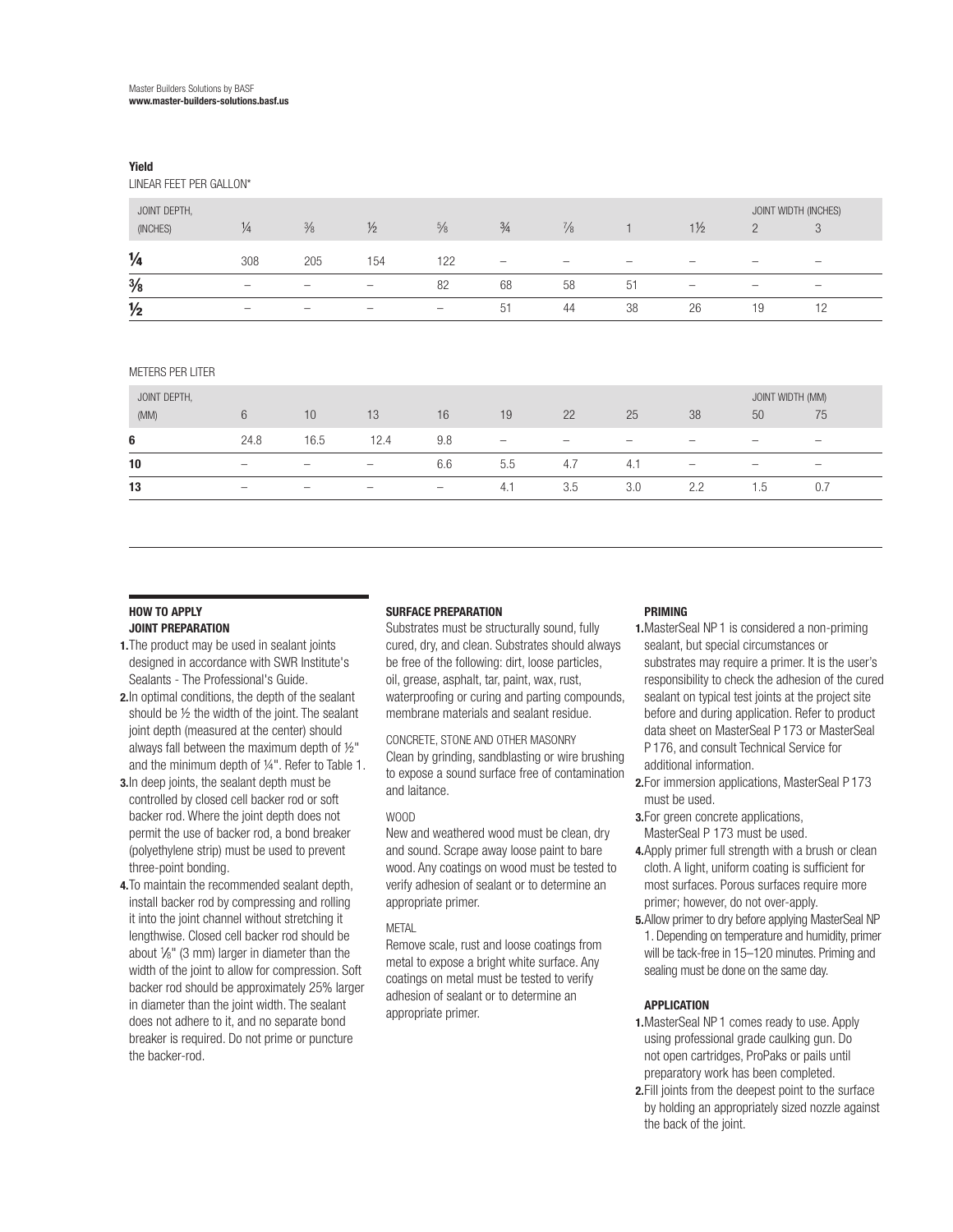### Yield

LINEAR FEET PER GALLON*

| JOINT DEPTH, (INCHES) | ¼ | ⅜ | ½ | ⅝ | ¾ | ⅞ | 1 | 1½ | JOINT WIDTH (INCHES) 2 | 3 |
|---|---|---|---|---|---|---|---|---|---|---|
| **¼** | 308 | 205 | 154 | 122 | – | – | – | – | – | – |
| **⅜** | – | – | – | 82 | 68 | 58 | 51 | – | – | – |
| **½** | – | – | – | – | 51 | 44 | 38 | 26 | 19 | 12 |

METERS PER LITER

| JOINT DEPTH, (MM) | 6 | 10 | 13 | 16 | 19 | 22 | 25 | 38 | JOINT WIDTH (MM) 50 | 75 |
|---|---|---|---|---|---|---|---|---|---|---|
| **6** | 24.8 | 16.5 | 12.4 | 9.8 | – | – | – | – | – | – |
| **10** | – | – | – | 6.6 | 5.5 | 4.7 | 4.1 | – | – | – |
| **13** | – | – | – | – | 4.1 | 3.5 | 3.0 | 2.2 | 1.5 | 0.7 |

### HOW TO APPLY

#### JOINT PREPARATION

1. The product may be used in sealant joints designed in accordance with SWR Institute's Sealants - The Professional's Guide.
2. In optimal conditions, the depth of the sealant should be ½ the width of the joint. The sealant joint depth (measured at the center) should always fall between the maximum depth of ½" and the minimum depth of ¼". Refer to Table 1.
3. In deep joints, the sealant depth must be controlled by closed cell backer rod or soft backer rod. Where the joint depth does not permit the use of backer rod, a bond breaker (polyethylene strip) must be used to prevent three-point bonding.
4. To maintain the recommended sealant depth, install backer rod by compressing and rolling it into the joint channel without stretching it lengthwise. Closed cell backer rod should be about ⅛" (3 mm) larger in diameter than the width of the joint to allow for compression. Soft backer rod should be approximately 25% larger in diameter than the joint width. The sealant does not adhere to it, and no separate bond breaker is required. Do not prime or puncture the backer-rod.

#### SURFACE PREPARATION

Substrates must be structurally sound, fully cured, dry, and clean. Substrates should always be free of the following: dirt, loose particles, oil, grease, asphalt, tar, paint, wax, rust, waterproofing or curing and parting compounds, membrane materials and sealant residue.

CONCRETE, STONE AND OTHER MASONRY

Clean by grinding, sandblasting or wire brushing to expose a sound surface free of contamination and laitance.

WOOD

New and weathered wood must be clean, dry and sound. Scrape away loose paint to bare wood. Any coatings on wood must be tested to verify adhesion of sealant or to determine an appropriate primer.

METAL

Remove scale, rust and loose coatings from metal to expose a bright white surface. Any coatings on metal must be tested to verify adhesion of sealant or to determine an appropriate primer.

#### PRIMING

1. MasterSeal NP 1 is considered a non-priming sealant, but special circumstances or substrates may require a primer. It is the user's responsibility to check the adhesion of the cured sealant on typical test joints at the project site before and during application. Refer to product data sheet on MasterSeal P 173 or MasterSeal P 176, and consult Technical Service for additional information.
2. For immersion applications, MasterSeal P 173 must be used.
3. For green concrete applications, MasterSeal P 173 must be used.
4. Apply primer full strength with a brush or clean cloth. A light, uniform coating is sufficient for most surfaces. Porous surfaces require more primer; however, do not over-apply.
5. Allow primer to dry before applying MasterSeal NP 1. Depending on temperature and humidity, primer will be tack-free in 15–120 minutes. Priming and sealing must be done on the same day.

#### APPLICATION

1. MasterSeal NP 1 comes ready to use. Apply using professional grade caulking gun. Do not open cartridges, ProPaks or pails until preparatory work has been completed.
2. Fill joints from the deepest point to the surface by holding an appropriately sized nozzle against the back of the joint.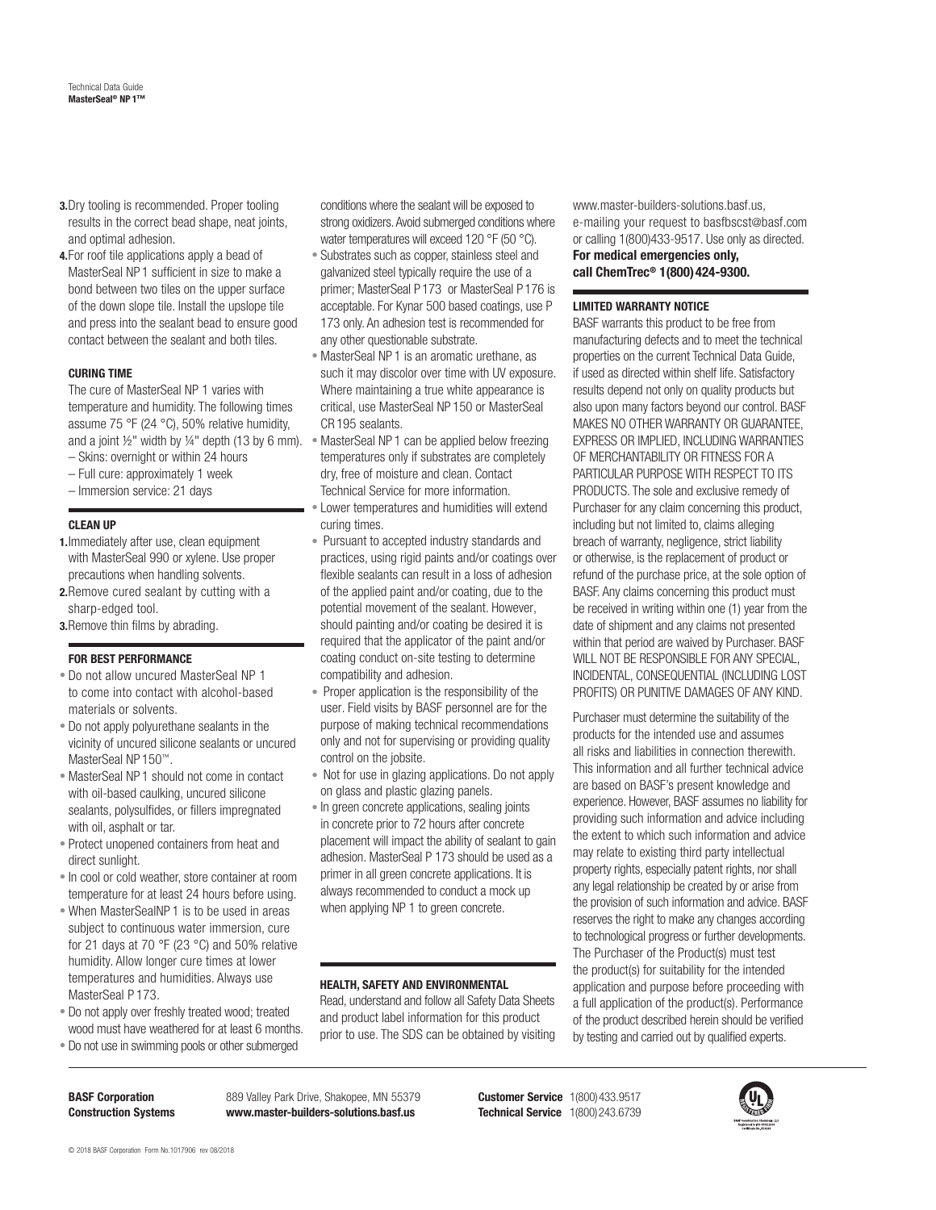3. Dry tooling is recommended. Proper tooling results in the correct bead shape, neat joints, and optimal adhesion.
4. For roof tile applications apply a bead of MasterSeal NP 1 sufficient in size to make a bond between two tiles on the upper surface of the down slope tile. Install the upslope tile and press into the sealant bead to ensure good contact between the sealant and both tiles.

### CURING TIME

The cure of MasterSeal NP 1 varies with temperature and humidity. The following times assume 75 °F (24 °C), 50% relative humidity, and a joint ½" width by ¼" depth (13 by 6 mm).

- Skins: overnight or within 24 hours
- Full cure: approximately 1 week
- Immersion service: 21 days

### CLEAN UP

1. Immediately after use, clean equipment with MasterSeal 990 or xylene. Use proper precautions when handling solvents.
2. Remove cured sealant by cutting with a sharp-edged tool.
3. Remove thin films by abrading.

### FOR BEST PERFORMANCE

- Do not allow uncured MasterSeal NP 1 to come into contact with alcohol-based materials or solvents.
- Do not apply polyurethane sealants in the vicinity of uncured silicone sealants or uncured MasterSeal NP 150™.
- MasterSeal NP 1 should not come in contact with oil-based caulking, uncured silicone sealants, polysulfides, or fillers impregnated with oil, asphalt or tar.
- Protect unopened containers from heat and direct sunlight.
- In cool or cold weather, store container at room temperature for at least 24 hours before using.
- When MasterSealNP 1 is to be used in areas subject to continuous water immersion, cure for 21 days at 70 °F (23 °C) and 50% relative humidity. Allow longer cure times at lower temperatures and humidities. Always use MasterSeal P 173.
- Do not apply over freshly treated wood; treated wood must have weathered for at least 6 months.
- Do not use in swimming pools or other submerged conditions where the sealant will be exposed to strong oxidizers. Avoid submerged conditions where water temperatures will exceed 120 °F (50 °C).
- Substrates such as copper, stainless steel and galvanized steel typically require the use of a primer; MasterSeal P 173 or MasterSeal P 176 is acceptable. For Kynar 500 based coatings, use P 173 only. An adhesion test is recommended for any other questionable substrate.
- MasterSeal NP 1 is an aromatic urethane, as such it may discolor over time with UV exposure. Where maintaining a true white appearance is critical, use MasterSeal NP 150 or MasterSeal CR 195 sealants.
- MasterSeal NP 1 can be applied below freezing temperatures only if substrates are completely dry, free of moisture and clean. Contact Technical Service for more information.
- Lower temperatures and humidities will extend curing times.
- Pursuant to accepted industry standards and practices, using rigid paints and/or coatings over flexible sealants can result in a loss of adhesion of the applied paint and/or coating, due to the potential movement of the sealant. However, should painting and/or coating be desired it is required that the applicator of the paint and/or coating conduct on-site testing to determine compatibility and adhesion.
- Proper application is the responsibility of the user. Field visits by BASF personnel are for the purpose of making technical recommendations only and not for supervising or providing quality control on the jobsite.
- Not for use in glazing applications. Do not apply on glass and plastic glazing panels.
- In green concrete applications, sealing joints in concrete prior to 72 hours after concrete placement will impact the ability of sealant to gain adhesion. MasterSeal P 173 should be used as a primer in all green concrete applications. It is always recommended to conduct a mock up when applying NP 1 to green concrete.

### HEALTH, SAFETY AND ENVIRONMENTAL

Read, understand and follow all Safety Data Sheets and product label information for this product prior to use. The SDS can be obtained by visiting www.master-builders-solutions.basf.us, e-mailing your request to basfbscst@basf.com or calling 1(800)433-9517. Use only as directed.

**For medical emergencies only, call ChemTrec® 1(800) 424-9300.**

### LIMITED WARRANTY NOTICE

BASF warrants this product to be free from manufacturing defects and to meet the technical properties on the current Technical Data Guide, if used as directed within shelf life. Satisfactory results depend not only on quality products but also upon many factors beyond our control. BASF MAKES NO OTHER WARRANTY OR GUARANTEE, EXPRESS OR IMPLIED, INCLUDING WARRANTIES OF MERCHANTABILITY OR FITNESS FOR A PARTICULAR PURPOSE WITH RESPECT TO ITS PRODUCTS. The sole and exclusive remedy of Purchaser for any claim concerning this product, including but not limited to, claims alleging breach of warranty, negligence, strict liability or otherwise, is the replacement of product or refund of the purchase price, at the sole option of BASF. Any claims concerning this product must be received in writing within one (1) year from the date of shipment and any claims not presented within that period are waived by Purchaser. BASF WILL NOT BE RESPONSIBLE FOR ANY SPECIAL, INCIDENTAL, CONSEQUENTIAL (INCLUDING LOST PROFITS) OR PUNITIVE DAMAGES OF ANY KIND.

Purchaser must determine the suitability of the products for the intended use and assumes all risks and liabilities in connection therewith. This information and all further technical advice are based on BASF's present knowledge and experience. However, BASF assumes no liability for providing such information and advice including the extent to which such information and advice may relate to existing third party intellectual property rights, especially patent rights, nor shall any legal relationship be created by or arise from the provision of such information and advice. BASF reserves the right to make any changes according to technological progress or further developments. The Purchaser of the Product(s) must test the product(s) for suitability for the intended application and purpose before proceeding with a full application of the product(s). Performance of the product described herein should be verified by testing and carried out by qualified experts.

**BASF Corporation**
**Construction Systems**

889 Valley Park Drive, Shakopee, MN 55379
**www.master-builders-solutions.basf.us**

**Customer Service** 1(800) 433.9517
**Technical Service** 1(800) 243.6739

© 2018 BASF Corporation Form No.1017906 rev 08/2018